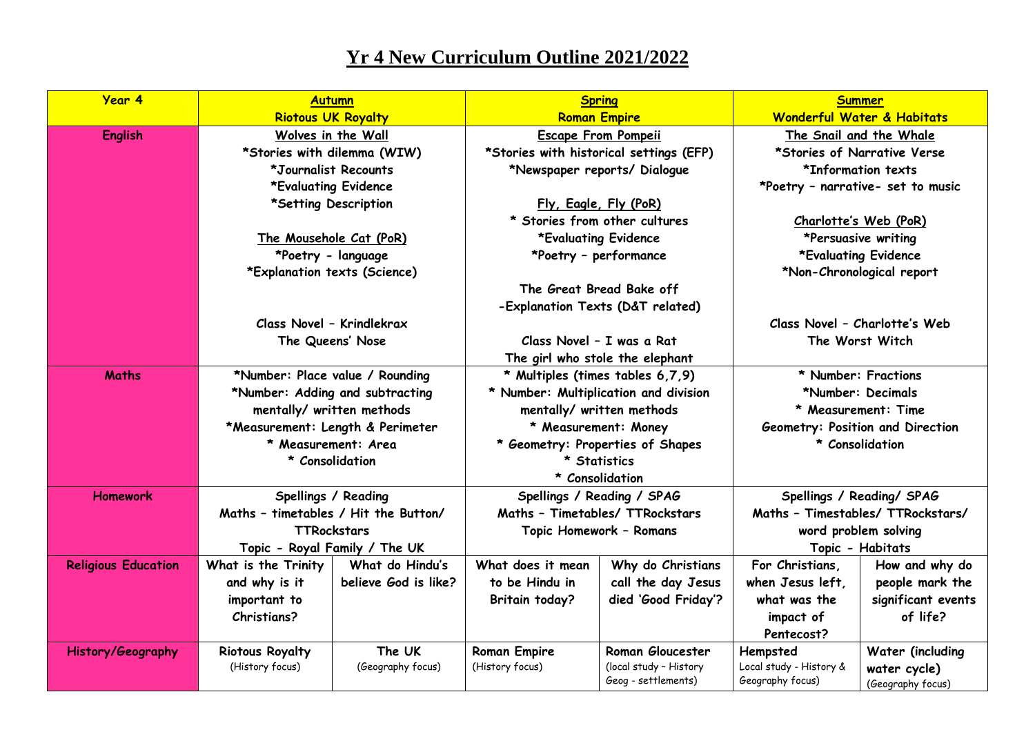# Yr 4 New Curriculum Outline 2021/2022

| Year 4 | Autumn<br>Riotous UK Royalty | | Spring<br>Roman Empire | | Summer<br>Wonderful Water & Habitats | |
|---|---|---|---|---|---|---|
| **English** | Wolves in the Wall<br>*Stories with dilemma (WIW)<br>*Journalist Recounts<br>*Evaluating Evidence<br>*Setting Description<br><br>The Mousehole Cat (PoR)<br>*Poetry - language<br>*Explanation texts (Science)<br><br>Class Novel – Krindlekrax<br>The Queens' Nose | | Escape From Pompeii<br>*Stories with historical settings (EFP)<br>*Newspaper reports/ Dialogue<br><br>Fly, Eagle, Fly (PoR)<br>* Stories from other cultures<br>*Evaluating Evidence<br>*Poetry – performance<br><br>The Great Bread Bake off<br>-Explanation Texts (D&T related)<br><br>Class Novel – I was a Rat<br>The girl who stole the elephant | | The Snail and the Whale<br>*Stories of Narrative Verse<br>*Information texts<br>*Poetry – narrative- set to music<br><br>Charlotte's Web (PoR)<br>*Persuasive writing<br>*Evaluating Evidence<br>*Non-Chronological report<br><br>Class Novel – Charlotte's Web<br>The Worst Witch | |
| **Maths** | *Number: Place value / Rounding<br>*Number: Adding and subtracting mentally/ written methods<br>*Measurement: Length & Perimeter<br>* Measurement: Area<br>* Consolidation | | * Multiples (times tables 6,7,9)<br>* Number: Multiplication and division mentally/ written methods<br>* Measurement: Money<br>* Geometry: Properties of Shapes<br>* Statistics<br>* Consolidation | | * Number: Fractions<br>*Number: Decimals<br>* Measurement: Time<br>Geometry: Position and Direction<br>* Consolidation | |
| **Homework** | Spellings / Reading<br>Maths – timetables / Hit the Button/ TTRockstars<br>Topic - Royal Family / The UK | | Spellings / Reading / SPAG<br>Maths – Timetables/ TTRockstars<br>Topic Homework – Romans | | Spellings / Reading/ SPAG<br>Maths – Timestables/ TTRockstars/ word problem solving<br>Topic - Habitats | |
| **Religious Education** | What is the Trinity and why is it important to Christians? | What do Hindu's believe God is like? | What does it mean to be Hindu in Britain today? | Why do Christians call the day Jesus died 'Good Friday'? | For Christians, when Jesus left, what was the impact of Pentecost? | How and why do people mark the significant events of life? |
| **History/Geography** | Riotous Royalty<br>(History focus) | The UK<br>(Geography focus) | Roman Empire<br>(History focus) | Roman Gloucester<br>(local study – History Geog - settlements) | Hempsted<br>Local study - History & Geography focus) | Water (including water cycle)<br>(Geography focus) |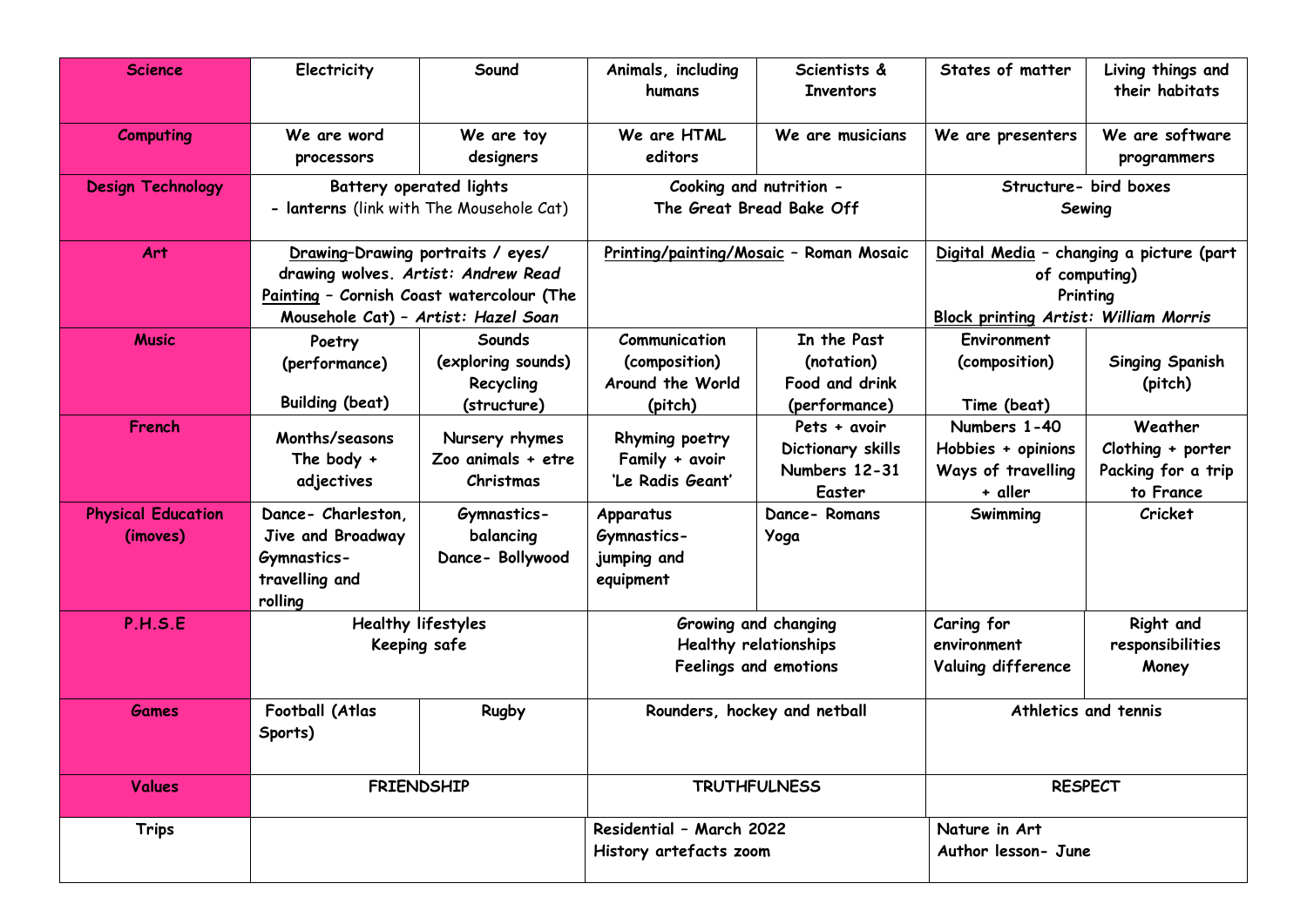| | | | | | | |
|---|---|---|---|---|---|---|
| **Science** | Electricity | Sound | Animals, including humans | Scientists & Inventors | States of matter | Living things and their habitats |
| **Computing** | We are word processors | We are toy designers | We are HTML editors | We are musicians | We are presenters | We are software programmers |
| **Design Technology** | Battery operated lights - **lanterns** (link with The Mousehole Cat) | | Cooking and nutrition - The Great Bread Bake Off | | Structure- bird boxes Sewing | |
| **Art** | Drawing–Drawing portraits / eyes/ drawing wolves. *Artist: Andrew Read* Painting – Cornish Coast watercolour (The Mousehole Cat) – *Artist: Hazel Soan* | | Printing/painting/Mosaic – Roman Mosaic | | Digital Media – changing a picture (part of computing) Printing Block printing *Artist: William Morris* | |
| **Music** | Poetry (performance) Building (beat) | Sounds (exploring sounds) Recycling (structure) | Communication (composition) Around the World (pitch) | In the Past (notation) Food and drink (performance) | Environment (composition) Time (beat) | Singing Spanish (pitch) |
| **French** | Months/seasons The body + adjectives | Nursery rhymes Zoo animals + etre Christmas | Rhyming poetry Family + avoir 'Le Radis Geant' | Pets + avoir Dictionary skills Numbers 12-31 Easter | Numbers 1-40 Hobbies + opinions Ways of travelling + aller | Weather Clothing + porter Packing for a trip to France |
| **Physical Education (imoves)** | Dance- Charleston, Jive and Broadway Gymnastics- travelling and rolling | Gymnastics- balancing Dance- Bollywood | Apparatus Gymnastics- jumping and equipment | Dance- Romans Yoga | Swimming | Cricket |
| **P.H.S.E** | Healthy lifestyles Keeping safe | | Growing and changing Healthy relationships Feelings and emotions | | Caring for environment Valuing difference | Right and responsibilities Money |
| **Games** | Football (Atlas Sports) | Rugby | Rounders, hockey and netball | | Athletics and tennis | |
| **Values** | FRIENDSHIP | | TRUTHFULNESS | | RESPECT | |
| **Trips** | | | Residential – March 2022 History artefacts zoom | | Nature in Art Author lesson- June | |